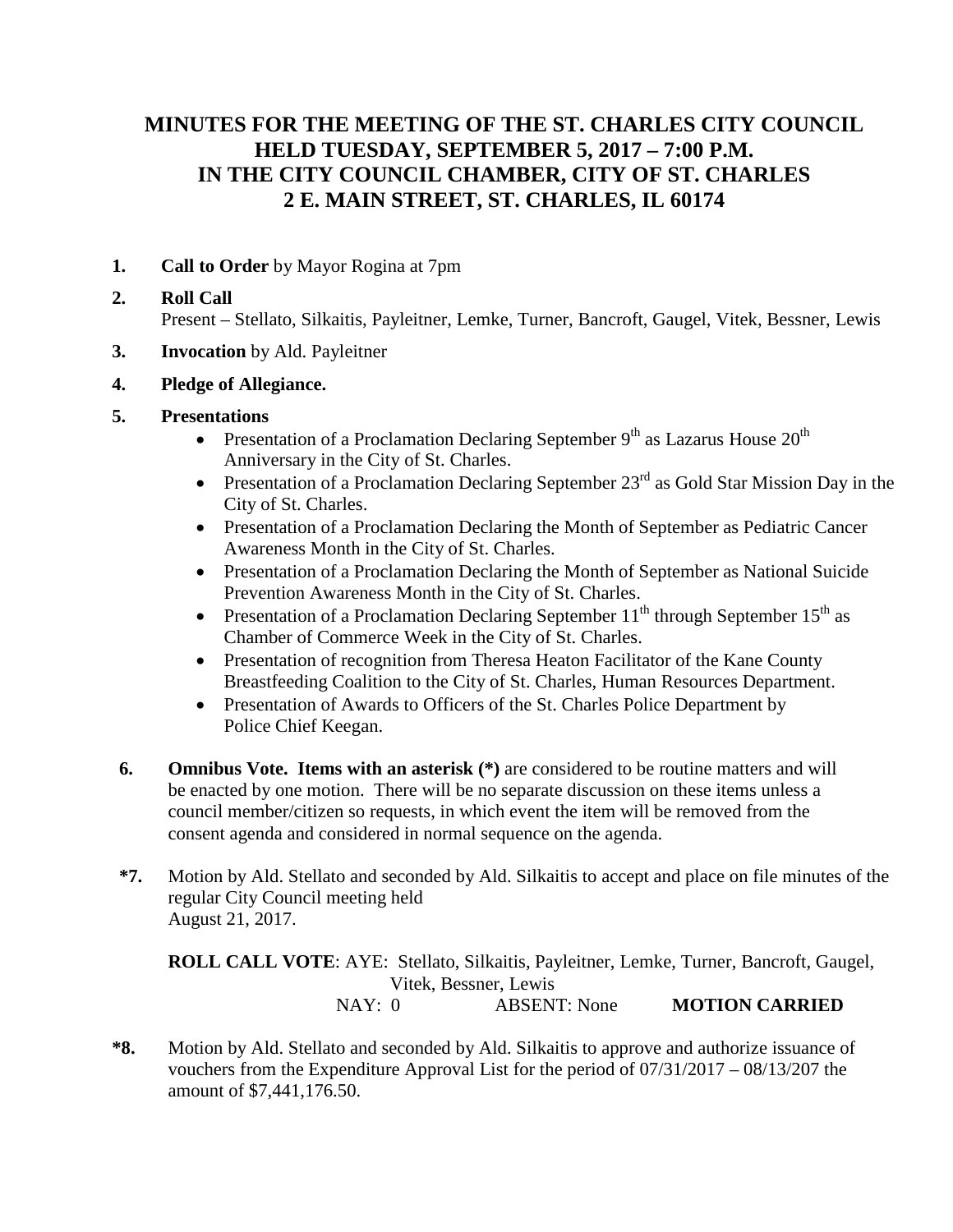# MINUTES FOR THE MEETING OF THE ST. CHARLES CITY COUNCIL HELD TUESDAY, SEPTEMBER 5, 2017 – 7:00 P.M. IN THE CITY COUNCIL CHAMBER, CITY OF ST. CHARLES 2 E. MAIN STREET, ST. CHARLES, IL 60174

**1. Call to Order** by Mayor Rogina at 7pm

**2. Roll Call**
Present – Stellato, Silkaitis, Payleitner, Lemke, Turner, Bancroft, Gaugel, Vitek, Bessner, Lewis

**3. Invocation** by Ald. Payleitner

**4. Pledge of Allegiance.**

**5. Presentations**

- Presentation of a Proclamation Declaring September 9th as Lazarus House 20th Anniversary in the City of St. Charles.
- Presentation of a Proclamation Declaring September 23rd as Gold Star Mission Day in the City of St. Charles.
- Presentation of a Proclamation Declaring the Month of September as Pediatric Cancer Awareness Month in the City of St. Charles.
- Presentation of a Proclamation Declaring the Month of September as National Suicide Prevention Awareness Month in the City of St. Charles.
- Presentation of a Proclamation Declaring September 11th through September 15th as Chamber of Commerce Week in the City of St. Charles.
- Presentation of recognition from Theresa Heaton Facilitator of the Kane County Breastfeeding Coalition to the City of St. Charles, Human Resources Department.
- Presentation of Awards to Officers of the St. Charles Police Department by Police Chief Keegan.

**6. Omnibus Vote. Items with an asterisk (*)** are considered to be routine matters and will be enacted by one motion. There will be no separate discussion on these items unless a council member/citizen so requests, in which event the item will be removed from the consent agenda and considered in normal sequence on the agenda.

**\*7.** Motion by Ald. Stellato and seconded by Ald. Silkaitis to accept and place on file minutes of the regular City Council meeting held August 21, 2017.

**ROLL CALL VOTE**: AYE: Stellato, Silkaitis, Payleitner, Lemke, Turner, Bancroft, Gaugel, Vitek, Bessner, Lewis
NAY: 0 ABSENT: None **MOTION CARRIED**

**\*8.** Motion by Ald. Stellato and seconded by Ald. Silkaitis to approve and authorize issuance of vouchers from the Expenditure Approval List for the period of 07/31/2017 – 08/13/207 the amount of $7,441,176.50.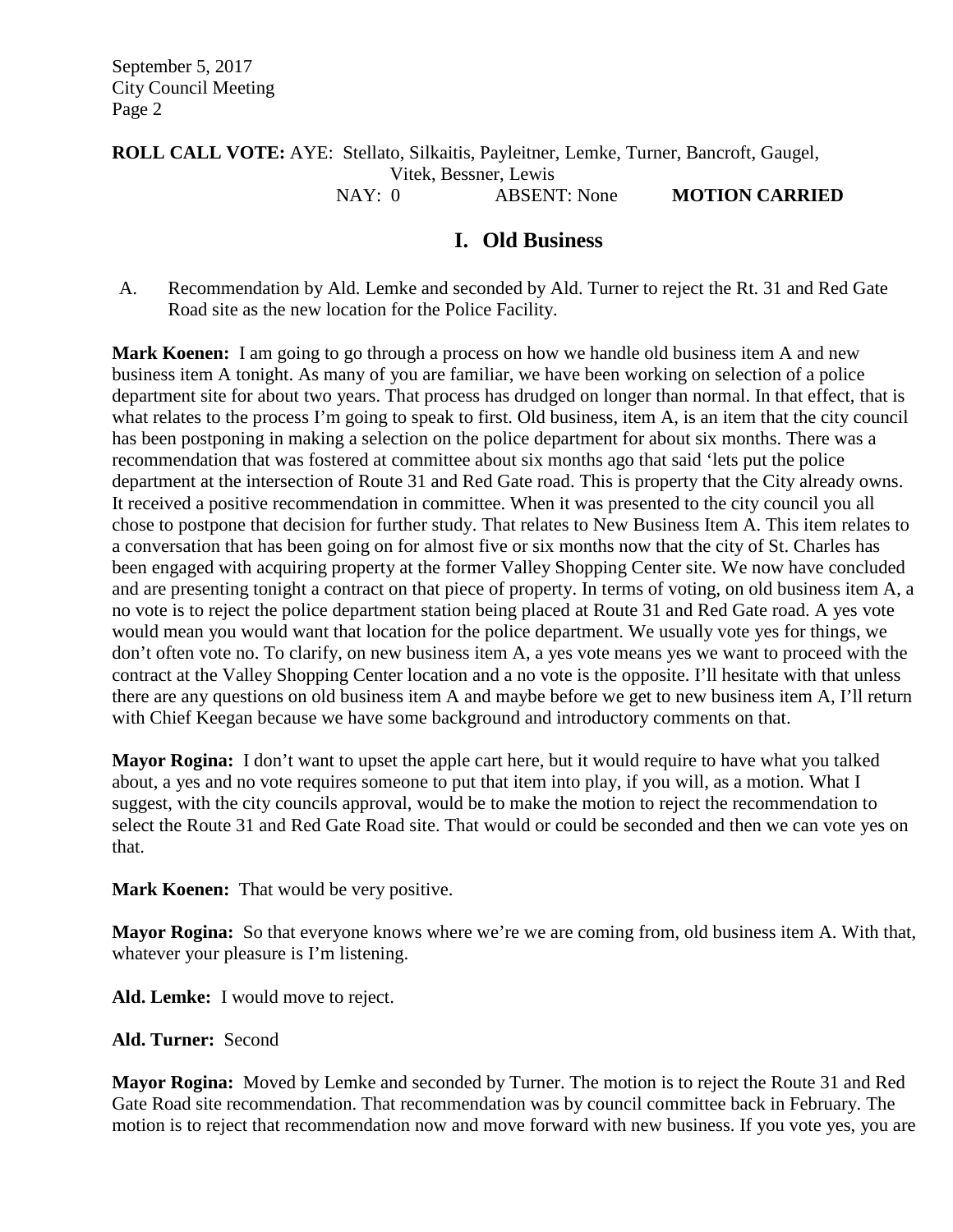**ROLL CALL VOTE:** AYE: Stellato, Silkaitis, Payleitner, Lemke, Turner, Bancroft, Gaugel, Vitek, Bessner, Lewis
NAY: 0 ABSENT: None **MOTION CARRIED**

## I. Old Business

A. Recommendation by Ald. Lemke and seconded by Ald. Turner to reject the Rt. 31 and Red Gate Road site as the new location for the Police Facility.

**Mark Koenen:** I am going to go through a process on how we handle old business item A and new business item A tonight. As many of you are familiar, we have been working on selection of a police department site for about two years. That process has drudged on longer than normal. In that effect, that is what relates to the process I'm going to speak to first. Old business, item A, is an item that the city council has been postponing in making a selection on the police department for about six months. There was a recommendation that was fostered at committee about six months ago that said 'lets put the police department at the intersection of Route 31 and Red Gate road. This is property that the City already owns. It received a positive recommendation in committee. When it was presented to the city council you all chose to postpone that decision for further study. That relates to New Business Item A. This item relates to a conversation that has been going on for almost five or six months now that the city of St. Charles has been engaged with acquiring property at the former Valley Shopping Center site. We now have concluded and are presenting tonight a contract on that piece of property. In terms of voting, on old business item A, a no vote is to reject the police department station being placed at Route 31 and Red Gate road. A yes vote would mean you would want that location for the police department. We usually vote yes for things, we don't often vote no. To clarify, on new business item A, a yes vote means yes we want to proceed with the contract at the Valley Shopping Center location and a no vote is the opposite. I'll hesitate with that unless there are any questions on old business item A and maybe before we get to new business item A, I'll return with Chief Keegan because we have some background and introductory comments on that.

**Mayor Rogina:** I don't want to upset the apple cart here, but it would require to have what you talked about, a yes and no vote requires someone to put that item into play, if you will, as a motion. What I suggest, with the city councils approval, would be to make the motion to reject the recommendation to select the Route 31 and Red Gate Road site. That would or could be seconded and then we can vote yes on that.

**Mark Koenen:** That would be very positive.

**Mayor Rogina:** So that everyone knows where we're we are coming from, old business item A. With that, whatever your pleasure is I'm listening.

**Ald. Lemke:** I would move to reject.

**Ald. Turner:** Second

**Mayor Rogina:** Moved by Lemke and seconded by Turner. The motion is to reject the Route 31 and Red Gate Road site recommendation. That recommendation was by council committee back in February. The motion is to reject that recommendation now and move forward with new business. If you vote yes, you are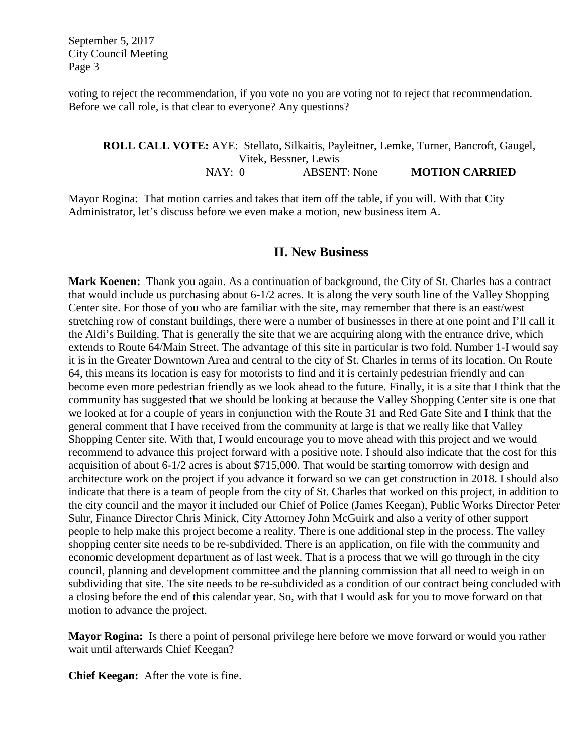voting to reject the recommendation, if you vote no you are voting not to reject that recommendation. Before we call role, is that clear to everyone? Any questions?

**ROLL CALL VOTE:** AYE: Stellato, Silkaitis, Payleitner, Lemke, Turner, Bancroft, Gaugel, Vitek, Bessner, Lewis
NAY: 0 ABSENT: None **MOTION CARRIED**

Mayor Rogina: That motion carries and takes that item off the table, if you will. With that City Administrator, let's discuss before we even make a motion, new business item A.

## II. New Business

**Mark Koenen:** Thank you again. As a continuation of background, the City of St. Charles has a contract that would include us purchasing about 6-1/2 acres. It is along the very south line of the Valley Shopping Center site. For those of you who are familiar with the site, may remember that there is an east/west stretching row of constant buildings, there were a number of businesses in there at one point and I'll call it the Aldi's Building. That is generally the site that we are acquiring along with the entrance drive, which extends to Route 64/Main Street. The advantage of this site in particular is two fold. Number 1-I would say it is in the Greater Downtown Area and central to the city of St. Charles in terms of its location. On Route 64, this means its location is easy for motorists to find and it is certainly pedestrian friendly and can become even more pedestrian friendly as we look ahead to the future. Finally, it is a site that I think that the community has suggested that we should be looking at because the Valley Shopping Center site is one that we looked at for a couple of years in conjunction with the Route 31 and Red Gate Site and I think that the general comment that I have received from the community at large is that we really like that Valley Shopping Center site. With that, I would encourage you to move ahead with this project and we would recommend to advance this project forward with a positive note. I should also indicate that the cost for this acquisition of about 6-1/2 acres is about $715,000. That would be starting tomorrow with design and architecture work on the project if you advance it forward so we can get construction in 2018. I should also indicate that there is a team of people from the city of St. Charles that worked on this project, in addition to the city council and the mayor it included our Chief of Police (James Keegan), Public Works Director Peter Suhr, Finance Director Chris Minick, City Attorney John McGuirk and also a verity of other support people to help make this project become a reality. There is one additional step in the process. The valley shopping center site needs to be re-subdivided. There is an application, on file with the community and economic development department as of last week. That is a process that we will go through in the city council, planning and development committee and the planning commission that all need to weigh in on subdividing that site. The site needs to be re-subdivided as a condition of our contract being concluded with a closing before the end of this calendar year. So, with that I would ask for you to move forward on that motion to advance the project.

**Mayor Rogina:** Is there a point of personal privilege here before we move forward or would you rather wait until afterwards Chief Keegan?

**Chief Keegan:** After the vote is fine.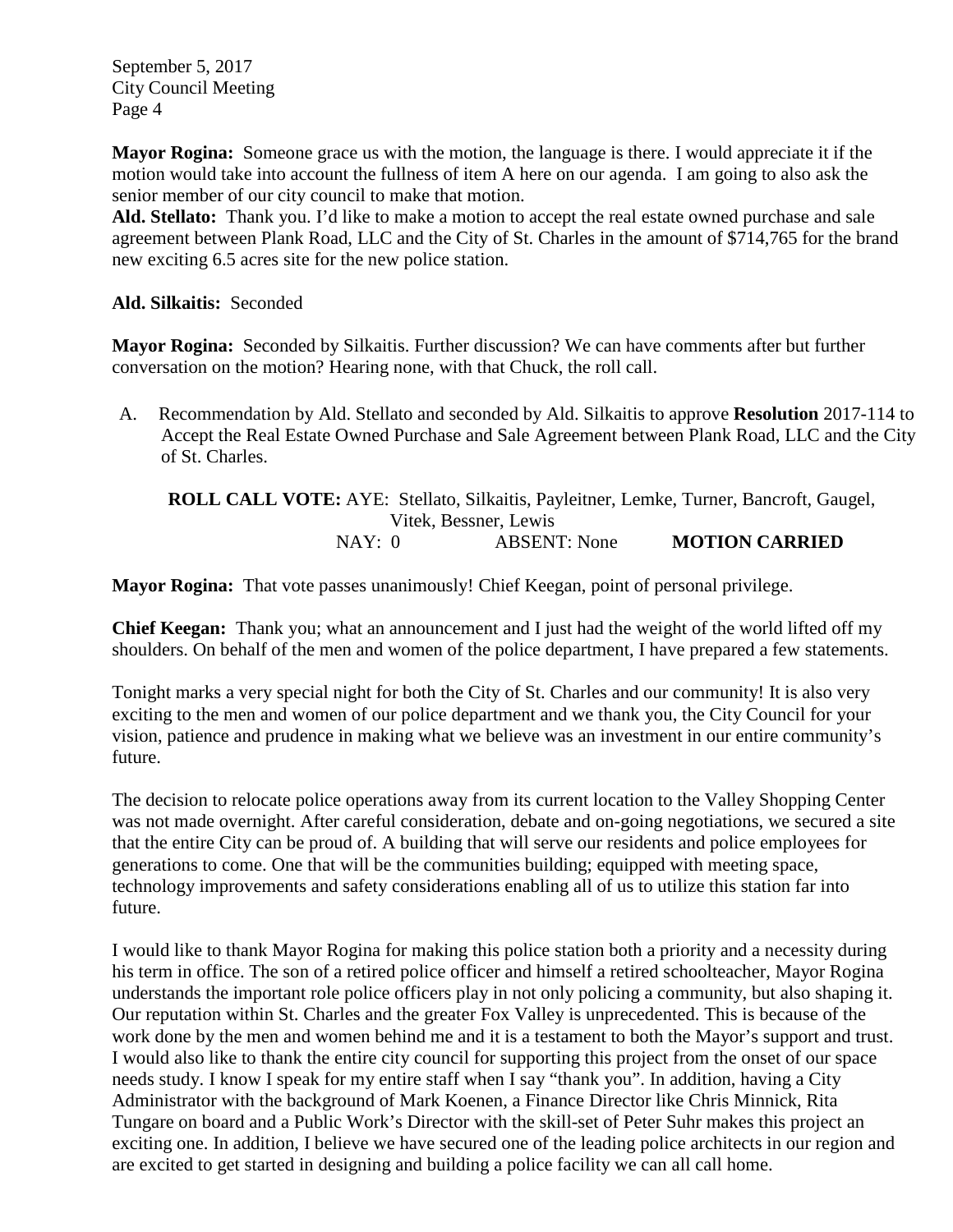**Mayor Rogina:** Someone grace us with the motion, the language is there. I would appreciate it if the motion would take into account the fullness of item A here on our agenda. I am going to also ask the senior member of our city council to make that motion.

**Ald. Stellato:** Thank you. I'd like to make a motion to accept the real estate owned purchase and sale agreement between Plank Road, LLC and the City of St. Charles in the amount of $714,765 for the brand new exciting 6.5 acres site for the new police station.

**Ald. Silkaitis:** Seconded

**Mayor Rogina:** Seconded by Silkaitis. Further discussion? We can have comments after but further conversation on the motion? Hearing none, with that Chuck, the roll call.

A. Recommendation by Ald. Stellato and seconded by Ald. Silkaitis to approve **Resolution** 2017-114 to Accept the Real Estate Owned Purchase and Sale Agreement between Plank Road, LLC and the City of St. Charles.

**ROLL CALL VOTE:** AYE: Stellato, Silkaitis, Payleitner, Lemke, Turner, Bancroft, Gaugel, Vitek, Bessner, Lewis
NAY: 0 ABSENT: None **MOTION CARRIED**

**Mayor Rogina:** That vote passes unanimously! Chief Keegan, point of personal privilege.

**Chief Keegan:** Thank you; what an announcement and I just had the weight of the world lifted off my shoulders. On behalf of the men and women of the police department, I have prepared a few statements.

Tonight marks a very special night for both the City of St. Charles and our community! It is also very exciting to the men and women of our police department and we thank you, the City Council for your vision, patience and prudence in making what we believe was an investment in our entire community's future.

The decision to relocate police operations away from its current location to the Valley Shopping Center was not made overnight. After careful consideration, debate and on-going negotiations, we secured a site that the entire City can be proud of. A building that will serve our residents and police employees for generations to come. One that will be the communities building; equipped with meeting space, technology improvements and safety considerations enabling all of us to utilize this station far into future.

I would like to thank Mayor Rogina for making this police station both a priority and a necessity during his term in office. The son of a retired police officer and himself a retired schoolteacher, Mayor Rogina understands the important role police officers play in not only policing a community, but also shaping it. Our reputation within St. Charles and the greater Fox Valley is unprecedented. This is because of the work done by the men and women behind me and it is a testament to both the Mayor's support and trust. I would also like to thank the entire city council for supporting this project from the onset of our space needs study. I know I speak for my entire staff when I say "thank you". In addition, having a City Administrator with the background of Mark Koenen, a Finance Director like Chris Minnick, Rita Tungare on board and a Public Work's Director with the skill-set of Peter Suhr makes this project an exciting one. In addition, I believe we have secured one of the leading police architects in our region and are excited to get started in designing and building a police facility we can all call home.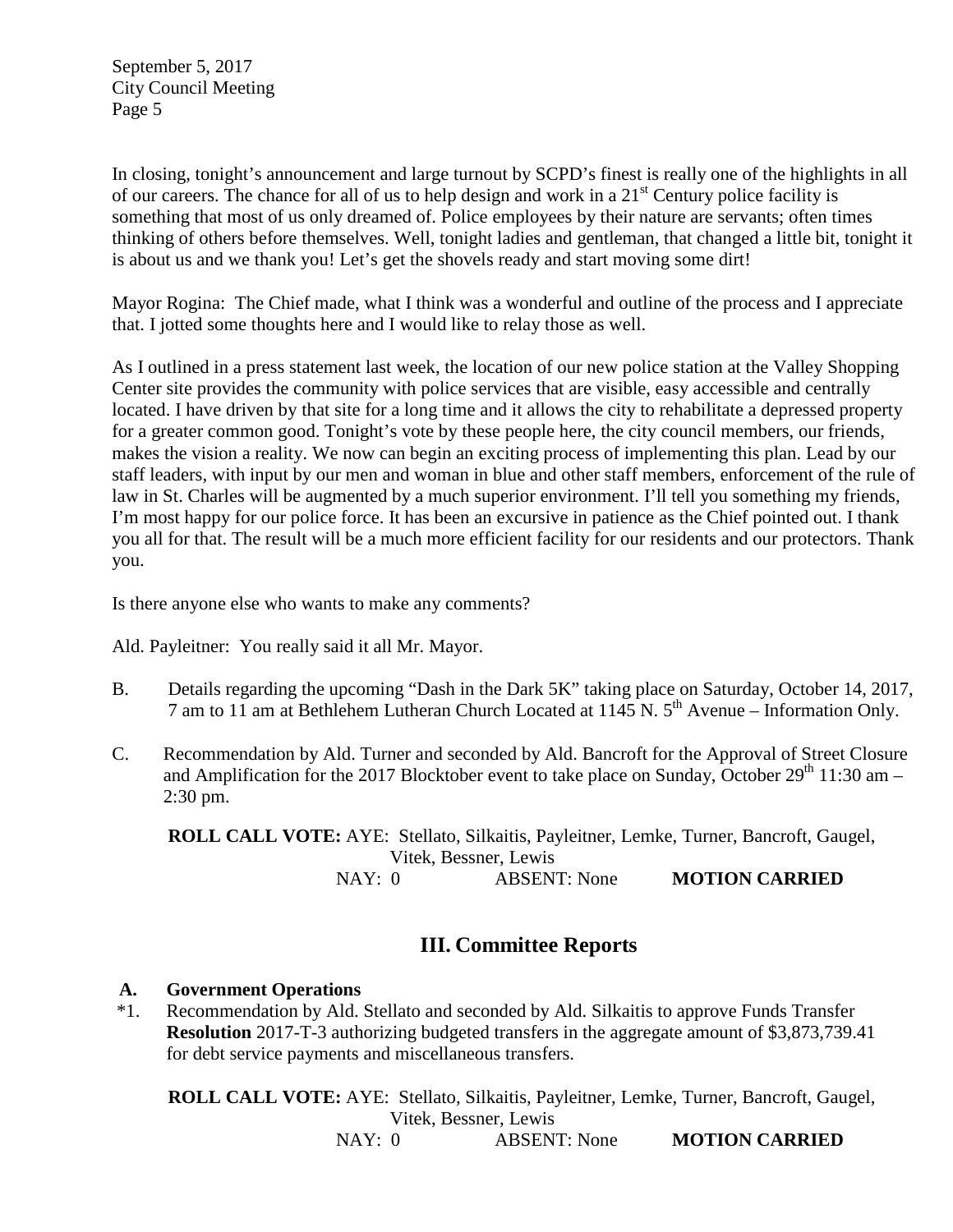In closing, tonight's announcement and large turnout by SCPD's finest is really one of the highlights in all of our careers. The chance for all of us to help design and work in a 21st Century police facility is something that most of us only dreamed of. Police employees by their nature are servants; often times thinking of others before themselves. Well, tonight ladies and gentleman, that changed a little bit, tonight it is about us and we thank you! Let's get the shovels ready and start moving some dirt!

Mayor Rogina: The Chief made, what I think was a wonderful and outline of the process and I appreciate that. I jotted some thoughts here and I would like to relay those as well.

As I outlined in a press statement last week, the location of our new police station at the Valley Shopping Center site provides the community with police services that are visible, easy accessible and centrally located. I have driven by that site for a long time and it allows the city to rehabilitate a depressed property for a greater common good. Tonight's vote by these people here, the city council members, our friends, makes the vision a reality. We now can begin an exciting process of implementing this plan. Lead by our staff leaders, with input by our men and woman in blue and other staff members, enforcement of the rule of law in St. Charles will be augmented by a much superior environment. I'll tell you something my friends, I'm most happy for our police force. It has been an excursive in patience as the Chief pointed out. I thank you all for that. The result will be a much more efficient facility for our residents and our protectors. Thank you.

Is there anyone else who wants to make any comments?

Ald. Payleitner: You really said it all Mr. Mayor.

B. Details regarding the upcoming "Dash in the Dark 5K" taking place on Saturday, October 14, 2017, 7 am to 11 am at Bethlehem Lutheran Church Located at 1145 N. 5th Avenue – Information Only.

C. Recommendation by Ald. Turner and seconded by Ald. Bancroft for the Approval of Street Closure and Amplification for the 2017 Blocktober event to take place on Sunday, October 29th 11:30 am – 2:30 pm.

**ROLL CALL VOTE:** AYE: Stellato, Silkaitis, Payleitner, Lemke, Turner, Bancroft, Gaugel, Vitek, Bessner, Lewis
NAY: 0 ABSENT: None **MOTION CARRIED**

## III. Committee Reports

**A. Government Operations**

*1. Recommendation by Ald. Stellato and seconded by Ald. Silkaitis to approve Funds Transfer **Resolution** 2017-T-3 authorizing budgeted transfers in the aggregate amount of $3,873,739.41 for debt service payments and miscellaneous transfers.

**ROLL CALL VOTE:** AYE: Stellato, Silkaitis, Payleitner, Lemke, Turner, Bancroft, Gaugel, Vitek, Bessner, Lewis
NAY: 0 ABSENT: None **MOTION CARRIED**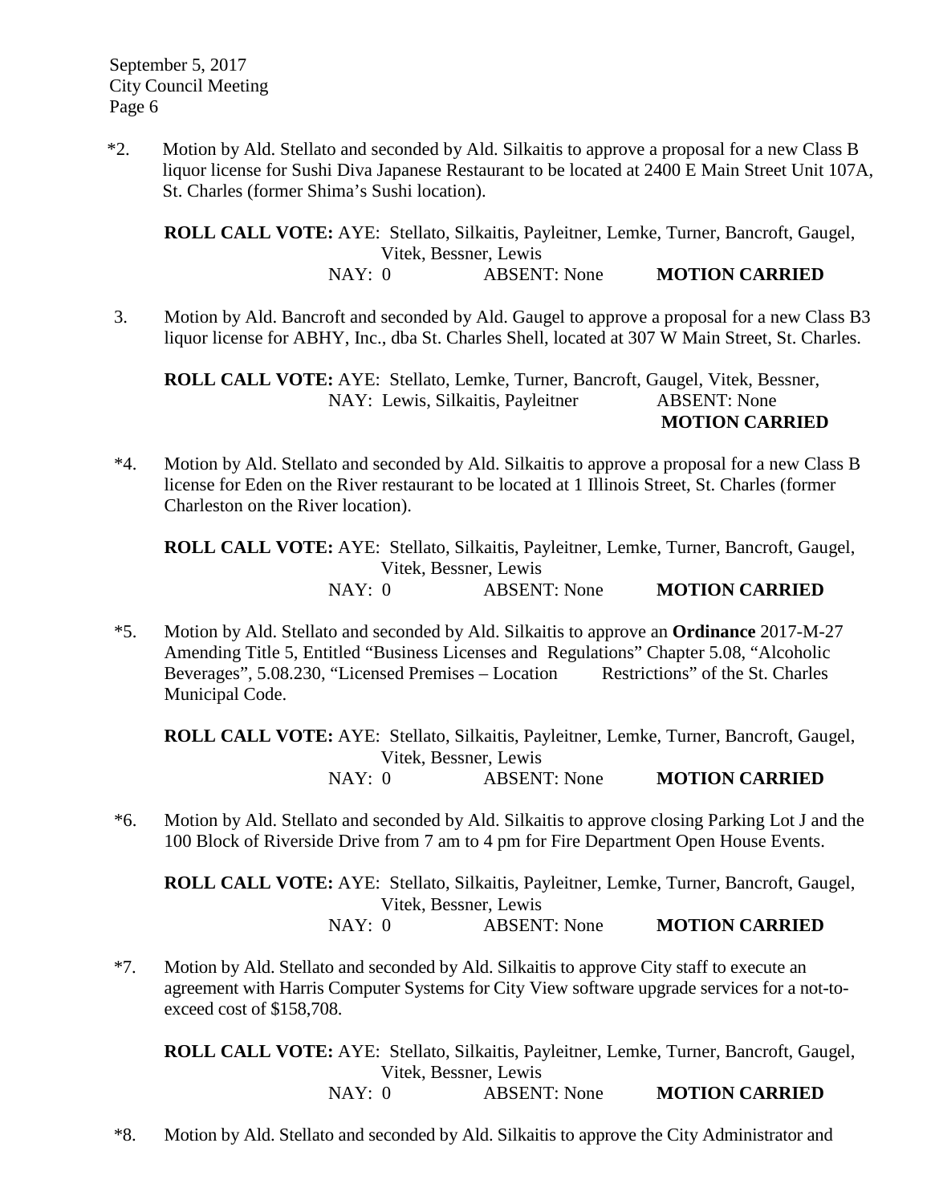*2. Motion by Ald. Stellato and seconded by Ald. Silkaitis to approve a proposal for a new Class B liquor license for Sushi Diva Japanese Restaurant to be located at 2400 E Main Street Unit 107A, St. Charles (former Shima's Sushi location).

**ROLL CALL VOTE:** AYE: Stellato, Silkaitis, Payleitner, Lemke, Turner, Bancroft, Gaugel, Vitek, Bessner, Lewis
NAY: 0 ABSENT: None **MOTION CARRIED**

3. Motion by Ald. Bancroft and seconded by Ald. Gaugel to approve a proposal for a new Class B3 liquor license for ABHY, Inc., dba St. Charles Shell, located at 307 W Main Street, St. Charles.

**ROLL CALL VOTE:** AYE: Stellato, Lemke, Turner, Bancroft, Gaugel, Vitek, Bessner,
NAY: Lewis, Silkaitis, Payleitner ABSENT: None
**MOTION CARRIED**

*4. Motion by Ald. Stellato and seconded by Ald. Silkaitis to approve a proposal for a new Class B license for Eden on the River restaurant to be located at 1 Illinois Street, St. Charles (former Charleston on the River location).

**ROLL CALL VOTE:** AYE: Stellato, Silkaitis, Payleitner, Lemke, Turner, Bancroft, Gaugel, Vitek, Bessner, Lewis
NAY: 0 ABSENT: None **MOTION CARRIED**

*5. Motion by Ald. Stellato and seconded by Ald. Silkaitis to approve an **Ordinance** 2017-M-27 Amending Title 5, Entitled "Business Licenses and Regulations" Chapter 5.08, "Alcoholic Beverages", 5.08.230, "Licensed Premises – Location Restrictions" of the St. Charles Municipal Code.

**ROLL CALL VOTE:** AYE: Stellato, Silkaitis, Payleitner, Lemke, Turner, Bancroft, Gaugel, Vitek, Bessner, Lewis
NAY: 0 ABSENT: None **MOTION CARRIED**

*6. Motion by Ald. Stellato and seconded by Ald. Silkaitis to approve closing Parking Lot J and the 100 Block of Riverside Drive from 7 am to 4 pm for Fire Department Open House Events.

**ROLL CALL VOTE:** AYE: Stellato, Silkaitis, Payleitner, Lemke, Turner, Bancroft, Gaugel, Vitek, Bessner, Lewis
NAY: 0 ABSENT: None **MOTION CARRIED**

*7. Motion by Ald. Stellato and seconded by Ald. Silkaitis to approve City staff to execute an agreement with Harris Computer Systems for City View software upgrade services for a not-to-exceed cost of $158,708.

**ROLL CALL VOTE:** AYE: Stellato, Silkaitis, Payleitner, Lemke, Turner, Bancroft, Gaugel, Vitek, Bessner, Lewis
NAY: 0 ABSENT: None **MOTION CARRIED**

*8. Motion by Ald. Stellato and seconded by Ald. Silkaitis to approve the City Administrator and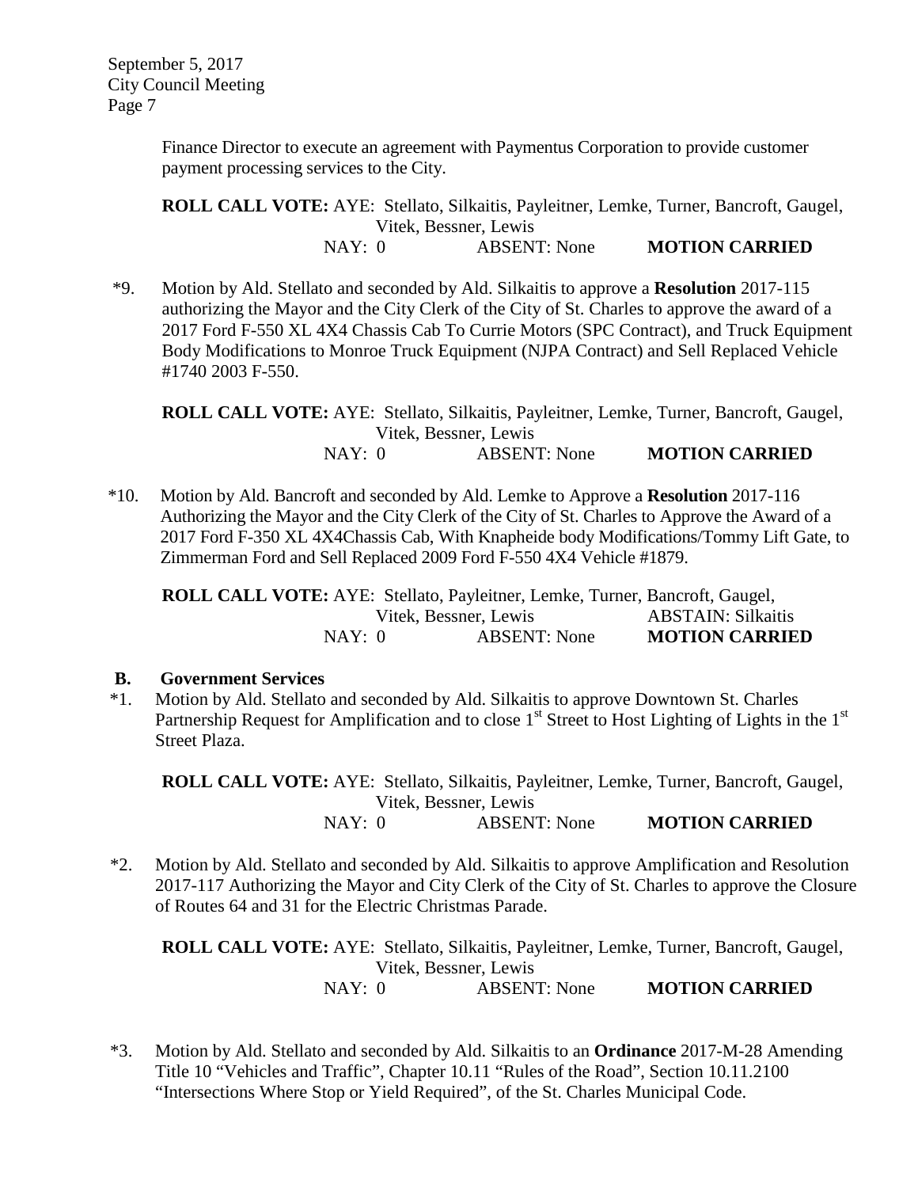Finance Director to execute an agreement with Paymentus Corporation to provide customer payment processing services to the City.

**ROLL CALL VOTE:** AYE: Stellato, Silkaitis, Payleitner, Lemke, Turner, Bancroft, Gaugel, Vitek, Bessner, Lewis
NAY: 0 ABSENT: None **MOTION CARRIED**

*9. Motion by Ald. Stellato and seconded by Ald. Silkaitis to approve a **Resolution** 2017-115 authorizing the Mayor and the City Clerk of the City of St. Charles to approve the award of a 2017 Ford F-550 XL 4X4 Chassis Cab To Currie Motors (SPC Contract), and Truck Equipment Body Modifications to Monroe Truck Equipment (NJPA Contract) and Sell Replaced Vehicle #1740 2003 F-550.

**ROLL CALL VOTE:** AYE: Stellato, Silkaitis, Payleitner, Lemke, Turner, Bancroft, Gaugel, Vitek, Bessner, Lewis
NAY: 0 ABSENT: None **MOTION CARRIED**

*10. Motion by Ald. Bancroft and seconded by Ald. Lemke to Approve a **Resolution** 2017-116 Authorizing the Mayor and the City Clerk of the City of St. Charles to Approve the Award of a 2017 Ford F-350 XL 4X4Chassis Cab, With Knapheide body Modifications/Tommy Lift Gate, to Zimmerman Ford and Sell Replaced 2009 Ford F-550 4X4 Vehicle #1879.

**ROLL CALL VOTE:** AYE: Stellato, Payleitner, Lemke, Turner, Bancroft, Gaugel, Vitek, Bessner, Lewis ABSTAIN: Silkaitis
NAY: 0 ABSENT: None **MOTION CARRIED**

**B. Government Services**

*1. Motion by Ald. Stellato and seconded by Ald. Silkaitis to approve Downtown St. Charles Partnership Request for Amplification and to close 1st Street to Host Lighting of Lights in the 1st Street Plaza.

**ROLL CALL VOTE:** AYE: Stellato, Silkaitis, Payleitner, Lemke, Turner, Bancroft, Gaugel, Vitek, Bessner, Lewis
NAY: 0 ABSENT: None **MOTION CARRIED**

*2. Motion by Ald. Stellato and seconded by Ald. Silkaitis to approve Amplification and Resolution 2017-117 Authorizing the Mayor and City Clerk of the City of St. Charles to approve the Closure of Routes 64 and 31 for the Electric Christmas Parade.

**ROLL CALL VOTE:** AYE: Stellato, Silkaitis, Payleitner, Lemke, Turner, Bancroft, Gaugel, Vitek, Bessner, Lewis
NAY: 0 ABSENT: None **MOTION CARRIED**

*3. Motion by Ald. Stellato and seconded by Ald. Silkaitis to an **Ordinance** 2017-M-28 Amending Title 10 "Vehicles and Traffic", Chapter 10.11 "Rules of the Road", Section 10.11.2100 "Intersections Where Stop or Yield Required", of the St. Charles Municipal Code.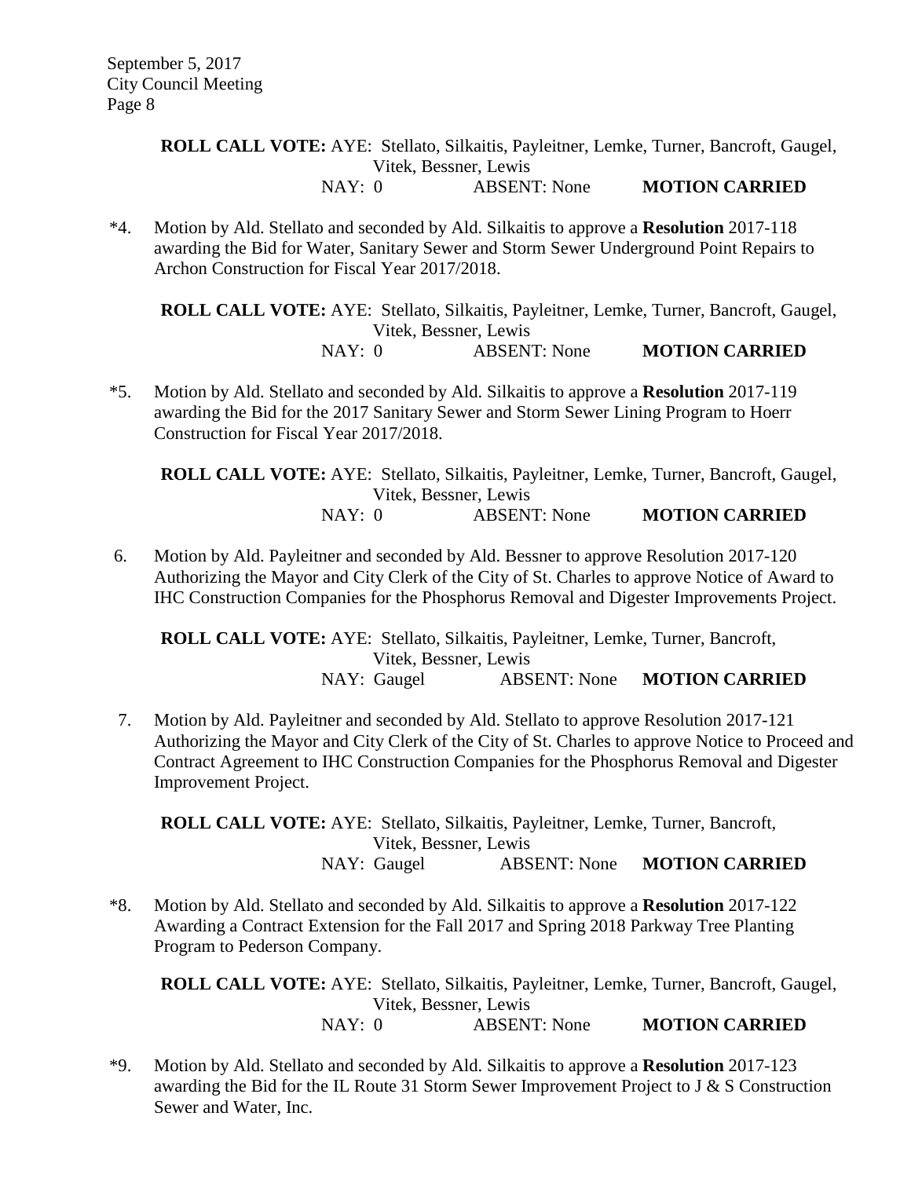**ROLL CALL VOTE:** AYE: Stellato, Silkaitis, Payleitner, Lemke, Turner, Bancroft, Gaugel, Vitek, Bessner, Lewis
NAY: 0 ABSENT: None **MOTION CARRIED**

*4. Motion by Ald. Stellato and seconded by Ald. Silkaitis to approve a **Resolution** 2017-118 awarding the Bid for Water, Sanitary Sewer and Storm Sewer Underground Point Repairs to Archon Construction for Fiscal Year 2017/2018.

**ROLL CALL VOTE:** AYE: Stellato, Silkaitis, Payleitner, Lemke, Turner, Bancroft, Gaugel, Vitek, Bessner, Lewis
NAY: 0 ABSENT: None **MOTION CARRIED**

*5. Motion by Ald. Stellato and seconded by Ald. Silkaitis to approve a **Resolution** 2017-119 awarding the Bid for the 2017 Sanitary Sewer and Storm Sewer Lining Program to Hoerr Construction for Fiscal Year 2017/2018.

**ROLL CALL VOTE:** AYE: Stellato, Silkaitis, Payleitner, Lemke, Turner, Bancroft, Gaugel, Vitek, Bessner, Lewis
NAY: 0 ABSENT: None **MOTION CARRIED**

6. Motion by Ald. Payleitner and seconded by Ald. Bessner to approve Resolution 2017-120 Authorizing the Mayor and City Clerk of the City of St. Charles to approve Notice of Award to IHC Construction Companies for the Phosphorus Removal and Digester Improvements Project.

**ROLL CALL VOTE:** AYE: Stellato, Silkaitis, Payleitner, Lemke, Turner, Bancroft, Vitek, Bessner, Lewis
NAY: Gaugel ABSENT: None **MOTION CARRIED**

7. Motion by Ald. Payleitner and seconded by Ald. Stellato to approve Resolution 2017-121 Authorizing the Mayor and City Clerk of the City of St. Charles to approve Notice to Proceed and Contract Agreement to IHC Construction Companies for the Phosphorus Removal and Digester Improvement Project.

**ROLL CALL VOTE:** AYE: Stellato, Silkaitis, Payleitner, Lemke, Turner, Bancroft, Vitek, Bessner, Lewis
NAY: Gaugel ABSENT: None **MOTION CARRIED**

*8. Motion by Ald. Stellato and seconded by Ald. Silkaitis to approve a **Resolution** 2017-122 Awarding a Contract Extension for the Fall 2017 and Spring 2018 Parkway Tree Planting Program to Pederson Company.

**ROLL CALL VOTE:** AYE: Stellato, Silkaitis, Payleitner, Lemke, Turner, Bancroft, Gaugel, Vitek, Bessner, Lewis
NAY: 0 ABSENT: None **MOTION CARRIED**

*9. Motion by Ald. Stellato and seconded by Ald. Silkaitis to approve a **Resolution** 2017-123 awarding the Bid for the IL Route 31 Storm Sewer Improvement Project to J & S Construction Sewer and Water, Inc.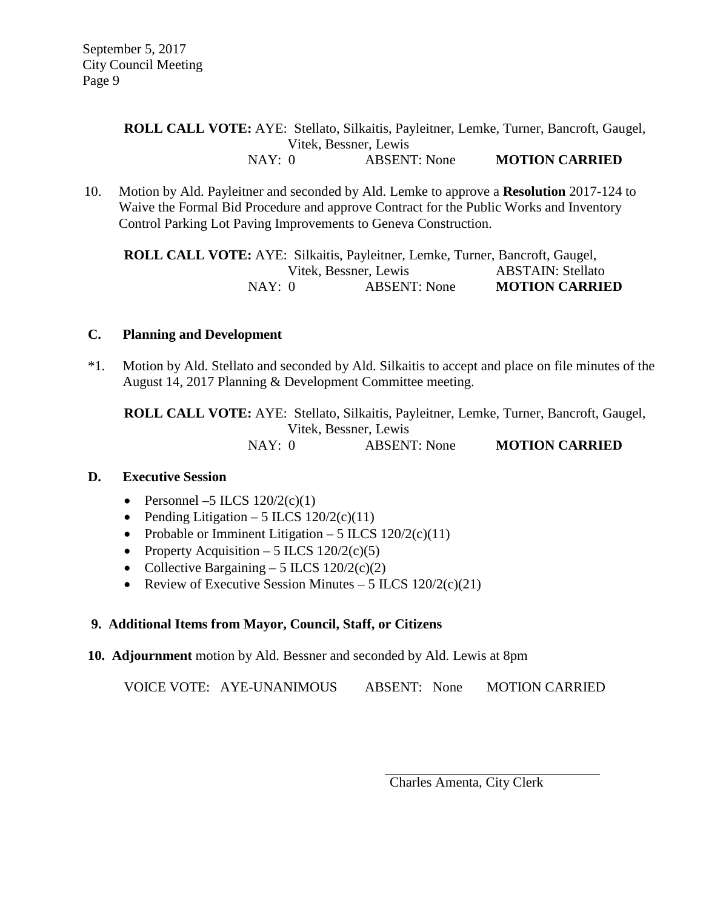**ROLL CALL VOTE:** AYE: Stellato, Silkaitis, Payleitner, Lemke, Turner, Bancroft, Gaugel, Vitek, Bessner, Lewis
NAY: 0 ABSENT: None **MOTION CARRIED**

10. Motion by Ald. Payleitner and seconded by Ald. Lemke to approve a **Resolution** 2017-124 to Waive the Formal Bid Procedure and approve Contract for the Public Works and Inventory Control Parking Lot Paving Improvements to Geneva Construction.

**ROLL CALL VOTE:** AYE: Silkaitis, Payleitner, Lemke, Turner, Bancroft, Gaugel, Vitek, Bessner, Lewis ABSTAIN: Stellato
NAY: 0 ABSENT: None **MOTION CARRIED**

### C. Planning and Development

*1. Motion by Ald. Stellato and seconded by Ald. Silkaitis to accept and place on file minutes of the August 14, 2017 Planning & Development Committee meeting.

**ROLL CALL VOTE:** AYE: Stellato, Silkaitis, Payleitner, Lemke, Turner, Bancroft, Gaugel, Vitek, Bessner, Lewis
NAY: 0 ABSENT: None **MOTION CARRIED**

### D. Executive Session

- Personnel –5 ILCS 120/2(c)(1)
- Pending Litigation – 5 ILCS 120/2(c)(11)
- Probable or Imminent Litigation – 5 ILCS 120/2(c)(11)
- Property Acquisition – 5 ILCS 120/2(c)(5)
- Collective Bargaining – 5 ILCS 120/2(c)(2)
- Review of Executive Session Minutes – 5 ILCS 120/2(c)(21)

## 9. Additional Items from Mayor, Council, Staff, or Citizens

**10. Adjournment** motion by Ald. Bessner and seconded by Ald. Lewis at 8pm

VOICE VOTE: AYE-UNANIMOUS ABSENT: None MOTION CARRIED

Charles Amenta, City Clerk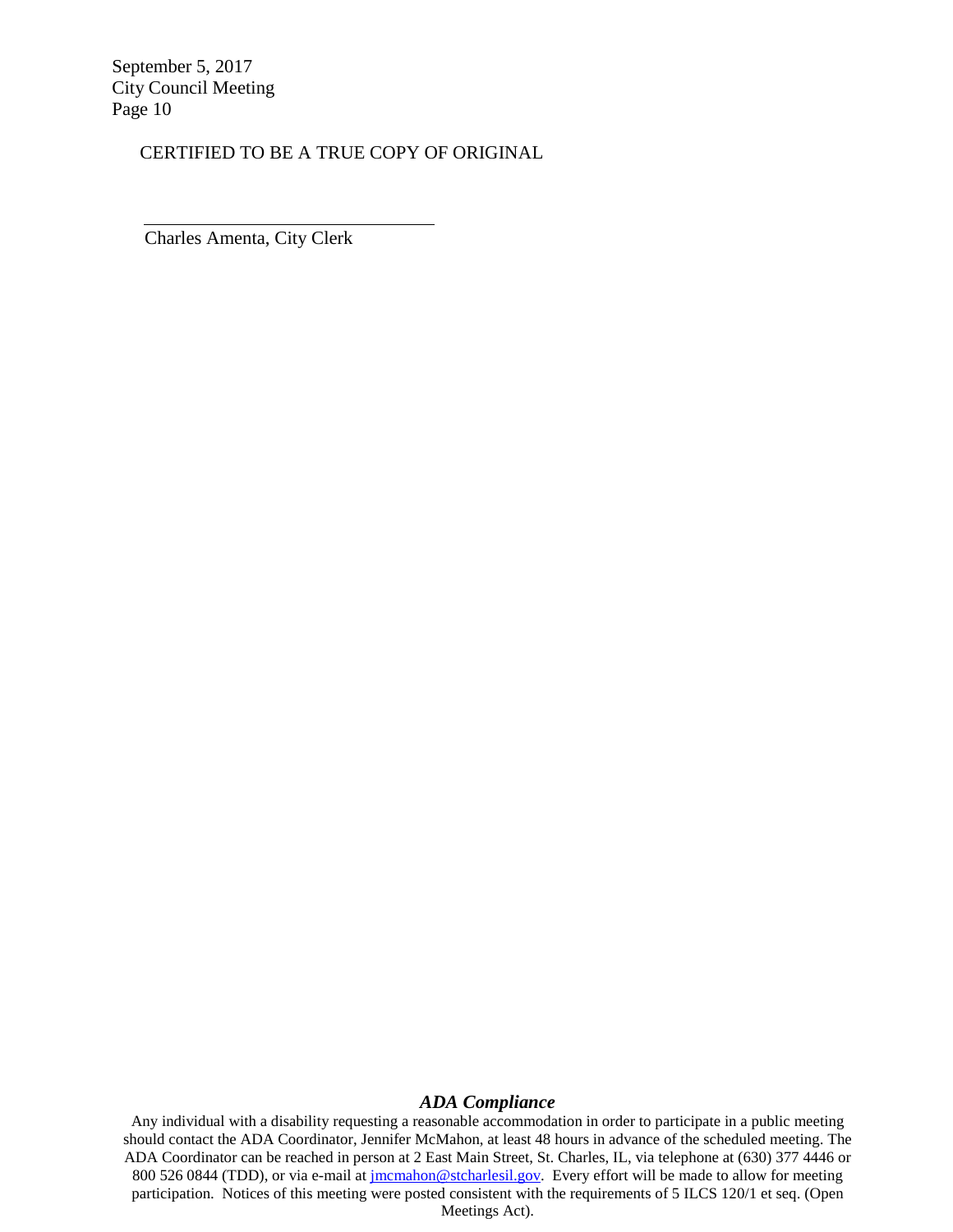CERTIFIED TO BE A TRUE COPY OF ORIGINAL

\_\_\_\_\_\_\_\_\_\_\_\_\_\_\_\_\_\_\_\_\_\_\_\_\_\_\_\_\_\_\_\_\_\_

Charles Amenta, City Clerk

### *ADA Compliance*

Any individual with a disability requesting a reasonable accommodation in order to participate in a public meeting should contact the ADA Coordinator, Jennifer McMahon, at least 48 hours in advance of the scheduled meeting. The ADA Coordinator can be reached in person at 2 East Main Street, St. Charles, IL, via telephone at (630) 377 4446 or 800 526 0844 (TDD), or via e-mail at jmcmahon@stcharlesil.gov. Every effort will be made to allow for meeting participation. Notices of this meeting were posted consistent with the requirements of 5 ILCS 120/1 et seq. (Open Meetings Act).